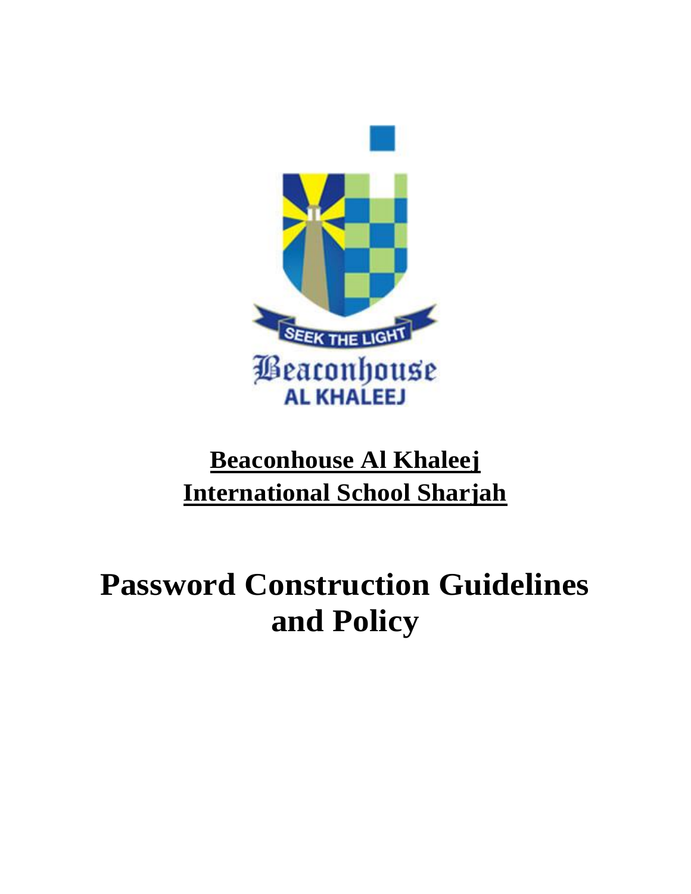**Beaconhouse Al Khaleej**
**International School Sharjah**

# Password Construction Guidelines and Policy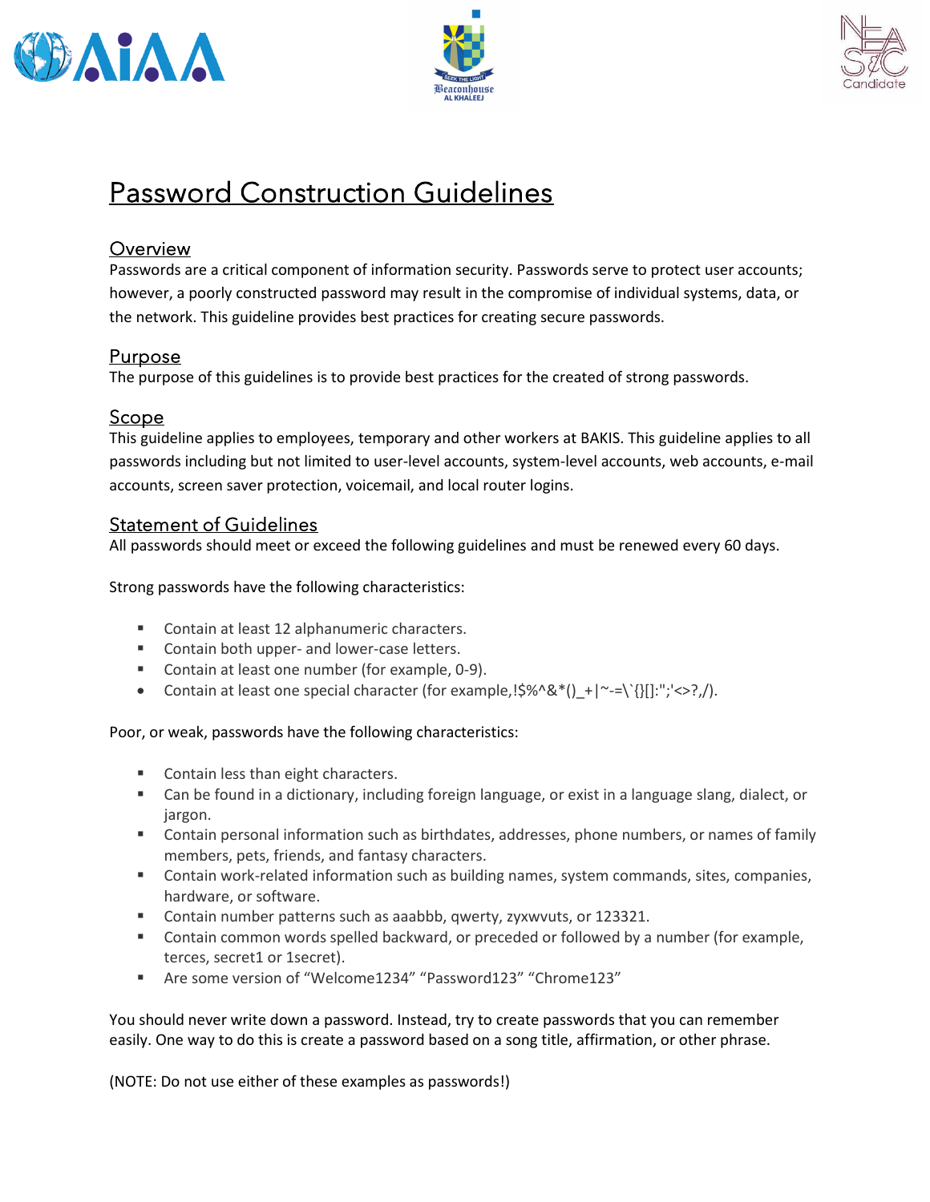# Password Construction Guidelines

## Overview

Passwords are a critical component of information security. Passwords serve to protect user accounts; however, a poorly constructed password may result in the compromise of individual systems, data, or the network. This guideline provides best practices for creating secure passwords.

## Purpose

The purpose of this guidelines is to provide best practices for the created of strong passwords.

## Scope

This guideline applies to employees, temporary and other workers at BAKIS. This guideline applies to all passwords including but not limited to user-level accounts, system-level accounts, web accounts, e-mail accounts, screen saver protection, voicemail, and local router logins.

## Statement of Guidelines

All passwords should meet or exceed the following guidelines and must be renewed every 60 days.

Strong passwords have the following characteristics:

- Contain at least 12 alphanumeric characters.
- Contain both upper- and lower-case letters.
- Contain at least one number (for example, 0-9).
- Contain at least one special character (for example,!$%^&*()_+|~-=\`{}[]:";'<>?,/).

Poor, or weak, passwords have the following characteristics:

- Contain less than eight characters.
- Can be found in a dictionary, including foreign language, or exist in a language slang, dialect, or jargon.
- Contain personal information such as birthdates, addresses, phone numbers, or names of family members, pets, friends, and fantasy characters.
- Contain work-related information such as building names, system commands, sites, companies, hardware, or software.
- Contain number patterns such as aaabbb, qwerty, zyxwvuts, or 123321.
- Contain common words spelled backward, or preceded or followed by a number (for example, terces, secret1 or 1secret).
- Are some version of “Welcome1234” “Password123” “Chrome123”

You should never write down a password. Instead, try to create passwords that you can remember easily. One way to do this is create a password based on a song title, affirmation, or other phrase.

(NOTE: Do not use either of these examples as passwords!)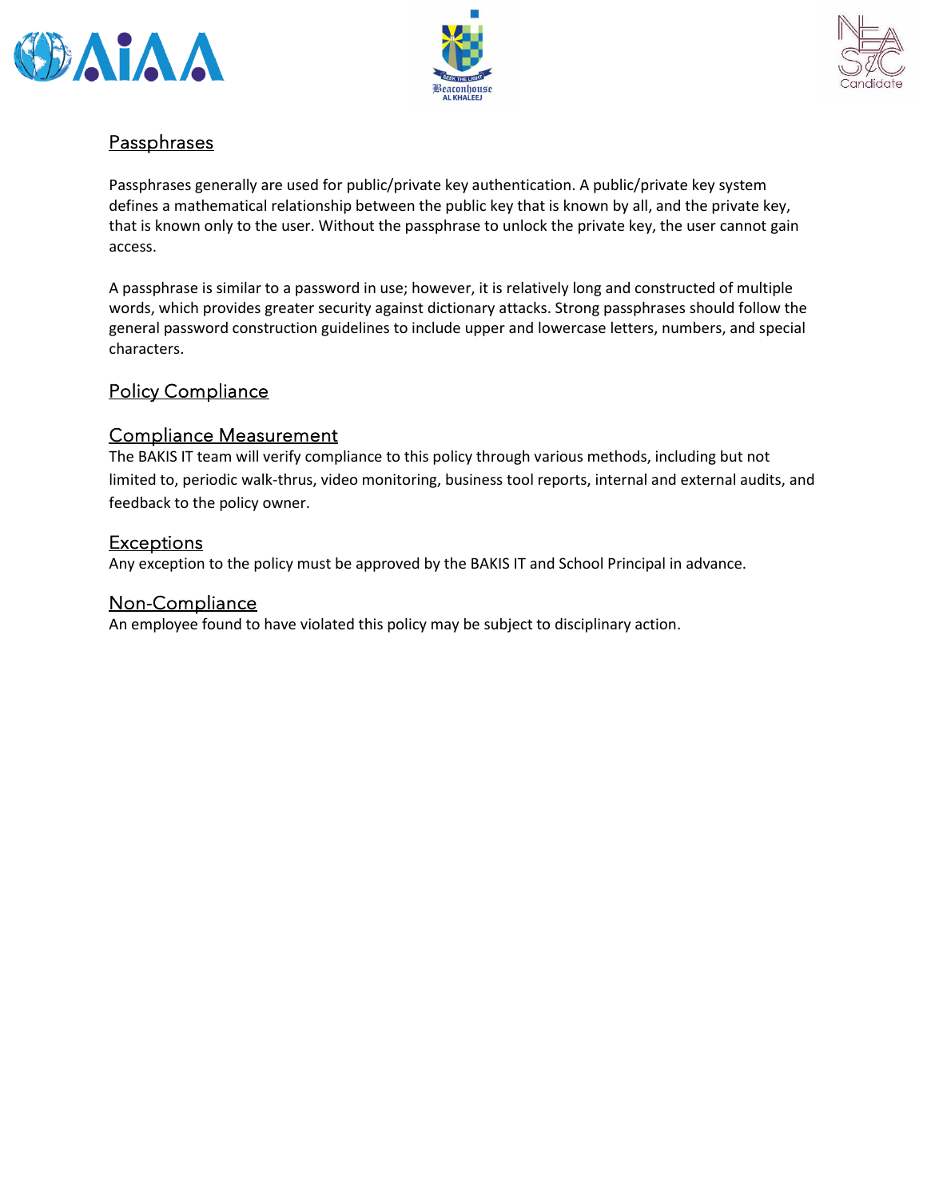## Passphrases

Passphrases generally are used for public/private key authentication. A public/private key system defines a mathematical relationship between the public key that is known by all, and the private key, that is known only to the user. Without the passphrase to unlock the private key, the user cannot gain access.

A passphrase is similar to a password in use; however, it is relatively long and constructed of multiple words, which provides greater security against dictionary attacks. Strong passphrases should follow the general password construction guidelines to include upper and lowercase letters, numbers, and special characters.

## Policy Compliance

### Compliance Measurement

The BAKIS IT team will verify compliance to this policy through various methods, including but not limited to, periodic walk-thrus, video monitoring, business tool reports, internal and external audits, and feedback to the policy owner.

### Exceptions

Any exception to the policy must be approved by the BAKIS IT and School Principal in advance.

### Non-Compliance

An employee found to have violated this policy may be subject to disciplinary action.